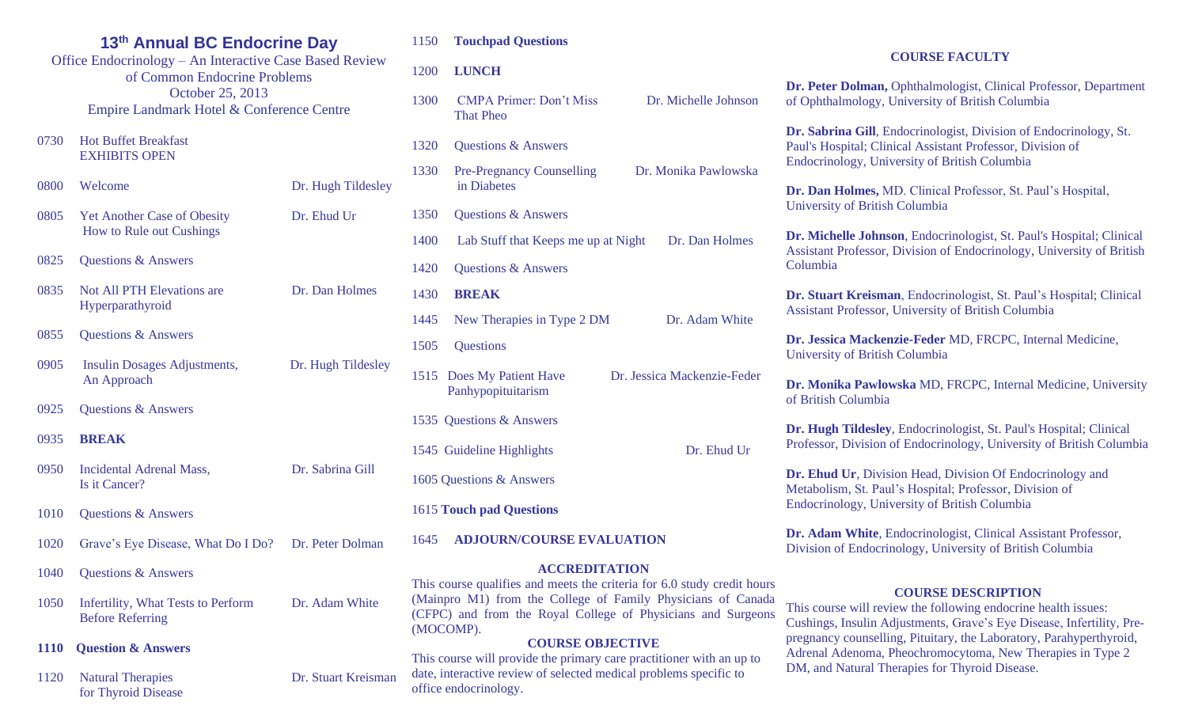# 13th Annual BC Endocrine Day

Office Endocrinology – An Interactive Case Based Review of Common Endocrine Problems

October 25, 2013

Empire Landmark Hotel & Conference Centre

| Time | Session | Speaker |
|---|---|---|
| 0730 | Hot Buffet Breakfast<br>EXHIBITS OPEN | |
| 0800 | Welcome | Dr. Hugh Tildesley |
| 0805 | Yet Another Case of Obesity<br>How to Rule out Cushings | Dr. Ehud Ur |
| 0825 | Questions & Answers | |
| 0835 | Not All PTH Elevations are Hyperparathyroid | Dr. Dan Holmes |
| 0855 | Questions & Answers | |
| 0905 | Insulin Dosages Adjustments, An Approach | Dr. Hugh Tildesley |
| 0925 | Questions & Answers | |
| 0935 | **BREAK** | |
| 0950 | Incidental Adrenal Mass, Is it Cancer? | Dr. Sabrina Gill |
| 1010 | Questions & Answers | |
| 1020 | Grave's Eye Disease, What Do I Do? | Dr. Peter Dolman |
| 1040 | Questions & Answers | |
| 1050 | Infertility, What Tests to Perform Before Referring | Dr. Adam White |
| **1110** | **Question & Answers** | |
| 1120 | Natural Therapies for Thyroid Disease | Dr. Stuart Kreisman |
| 1150 | **Touchpad Questions** | |
| 1200 | **LUNCH** | |
| 1300 | CMPA Primer: Don't Miss That Pheo | Dr. Michelle Johnson |
| 1320 | Questions & Answers | |
| 1330 | Pre-Pregnancy Counselling in Diabetes | Dr. Monika Pawlowska |
| 1350 | Questions & Answers | |
| 1400 | Lab Stuff that Keeps me up at Night | Dr. Dan Holmes |
| 1420 | Questions & Answers | |
| 1430 | **BREAK** | |
| 1445 | New Therapies in Type 2 DM | Dr. Adam White |
| 1505 | Questions | |
| 1515 | Does My Patient Have Panhypopituitarism | Dr. Jessica Mackenzie-Feder |
| 1535 | Questions & Answers | |
| 1545 | Guideline Highlights | Dr. Ehud Ur |
| 1605 | Questions & Answers | |
| 1615 | **Touch pad Questions** | |
| 1645 | **ADJOURN/COURSE EVALUATION** | |

## ACCREDITATION

This course qualifies and meets the criteria for 6.0 study credit hours (Mainpro M1) from the College of Family Physicians of Canada (CFPC) and from the Royal College of Physicians and Surgeons (MOCOMP).

## COURSE OBJECTIVE

This course will provide the primary care practitioner with an up to date, interactive review of selected medical problems specific to office endocrinology.

## COURSE FACULTY

**Dr. Peter Dolman,** Ophthalmologist, Clinical Professor, Department of Ophthalmology, University of British Columbia

**Dr. Sabrina Gill**, Endocrinologist, Division of Endocrinology, St. Paul's Hospital; Clinical Assistant Professor, Division of Endocrinology, University of British Columbia

**Dr. Dan Holmes,** MD. Clinical Professor, St. Paul's Hospital, University of British Columbia

**Dr. Michelle Johnson**, Endocrinologist, St. Paul's Hospital; Clinical Assistant Professor, Division of Endocrinology, University of British Columbia

**Dr. Stuart Kreisman**, Endocrinologist, St. Paul's Hospital; Clinical Assistant Professor, University of British Columbia

**Dr. Jessica Mackenzie-Feder** MD, FRCPC, Internal Medicine, University of British Columbia

**Dr. Monika Pawlowska** MD, FRCPC, Internal Medicine, University of British Columbia

**Dr. Hugh Tildesley**, Endocrinologist, St. Paul's Hospital; Clinical Professor, Division of Endocrinology, University of British Columbia

**Dr. Ehud Ur**, Division Head, Division Of Endocrinology and Metabolism, St. Paul's Hospital; Professor, Division of Endocrinology, University of British Columbia

**Dr. Adam White**, Endocrinologist, Clinical Assistant Professor, Division of Endocrinology, University of British Columbia

## COURSE DESCRIPTION

This course will review the following endocrine health issues: Cushings, Insulin Adjustments, Grave's Eye Disease, Infertility, Pre-pregnancy counselling, Pituitary, the Laboratory, Parahyperthyroid, Adrenal Adenoma, Pheochromocytoma, New Therapies in Type 2 DM, and Natural Therapies for Thyroid Disease.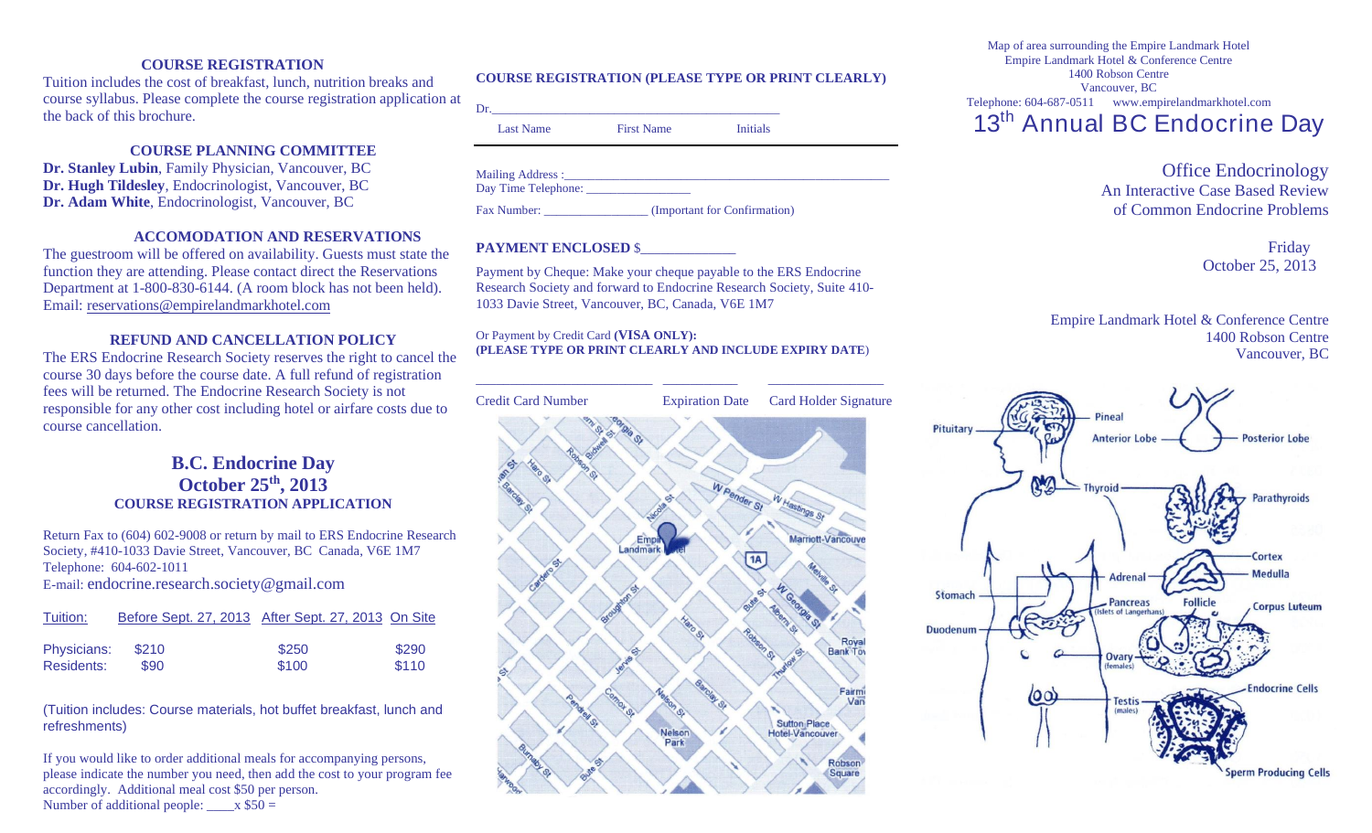### COURSE REGISTRATION

Tuition includes the cost of breakfast, lunch, nutrition breaks and course syllabus. Please complete the course registration application at the back of this brochure.

### COURSE PLANNING COMMITTEE

**Dr. Stanley Lubin**, Family Physician, Vancouver, BC
**Dr. Hugh Tildesley**, Endocrinologist, Vancouver, BC
**Dr. Adam White**, Endocrinologist, Vancouver, BC

### ACCOMODATION AND RESERVATIONS

The guestroom will be offered on availability. Guests must state the function they are attending. Please contact direct the Reservations Department at 1-800-830-6144. (A room block has not been held). Email: reservations@empirelandmarkhotel.com

### REFUND AND CANCELLATION POLICY

The ERS Endocrine Research Society reserves the right to cancel the course 30 days before the course date. A full refund of registration fees will be returned. The Endocrine Research Society is not responsible for any other cost including hotel or airfare costs due to course cancellation.

## B.C. Endocrine Day
## October 25th, 2013
### COURSE REGISTRATION APPLICATION

Return Fax to (604) 602-9008 or return by mail to ERS Endocrine Research Society, #410-1033 Davie Street, Vancouver, BC Canada, V6E 1M7
Telephone: 604-602-1011
E-mail: endocrine.research.society@gmail.com

| Tuition: | Before Sept. 27, 2013 | After Sept. 27, 2013 | On Site |
|---|---|---|---|
| Physicians: | $210 | $250 | $290 |
| Residents: | $90 | $100 | $110 |

(Tuition includes: Course materials, hot buffet breakfast, lunch and refreshments)

If you would like to order additional meals for accompanying persons, please indicate the number you need, then add the cost to your program fee accordingly. Additional meal cost $50 per person.
Number of additional people: ____x $50 =

### COURSE REGISTRATION (PLEASE TYPE OR PRINT CLEARLY)

Dr.____________________________________________

Last Name First Name Initials

Mailing Address :________________________________________________
Day Time Telephone: ________________

Fax Number: ________________ (Important for Confirmation)

**PAYMENT ENCLOSED** $_____________

Payment by Cheque: Make your cheque payable to the ERS Endocrine Research Society and forward to Endocrine Research Society, Suite 410-1033 Davie Street, Vancouver, BC, Canada, V6E 1M7

Or Payment by Credit Card **(VISA ONLY):**
**(PLEASE TYPE OR PRINT CLEARLY AND INCLUDE EXPIRY DATE)**

________________________ ___________ ________________

Credit Card Number Expiration Date Card Holder Signature

Map of area surrounding the Empire Landmark Hotel
Empire Landmark Hotel & Conference Centre
1400 Robson Centre
Vancouver, BC
Telephone: 604-687-0511 www.empirelandmarkhotel.com

# 13th Annual BC Endocrine Day

## Office Endocrinology
An Interactive Case Based Review of Common Endocrine Problems

Friday
October 25, 2013

Empire Landmark Hotel & Conference Centre
1400 Robson Centre
Vancouver, BC